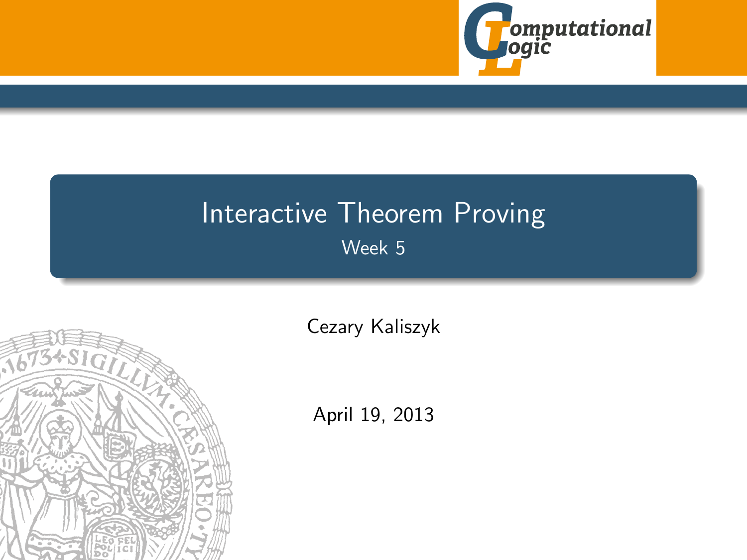# Interactive Theorem Proving

Week 5

Cezary Kaliszyk

April 19, 2013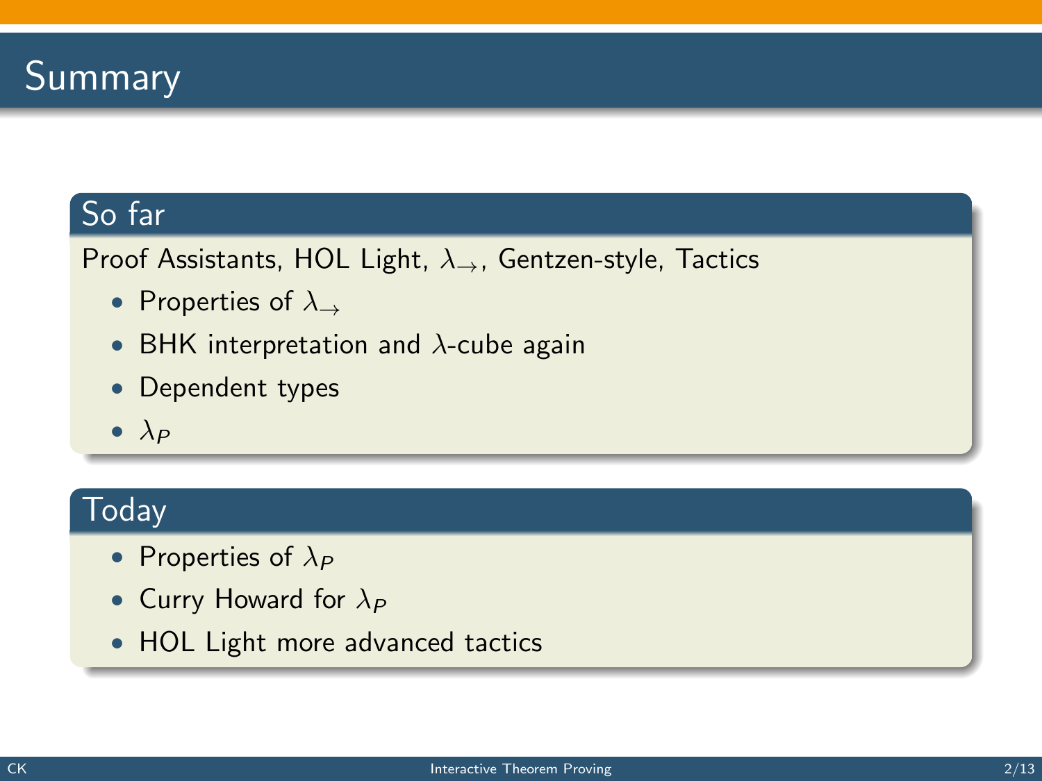# Summary

## So far

Proof Assistants, HOL Light, $\lambda_{\to}$, Gentzen-style, Tactics

- Properties of $\lambda_{\to}$
- BHK interpretation and $\lambda$-cube again
- Dependent types
- $\lambda_P$

## Today

- Properties of $\lambda_P$
- Curry Howard for $\lambda_P$
- HOL Light more advanced tactics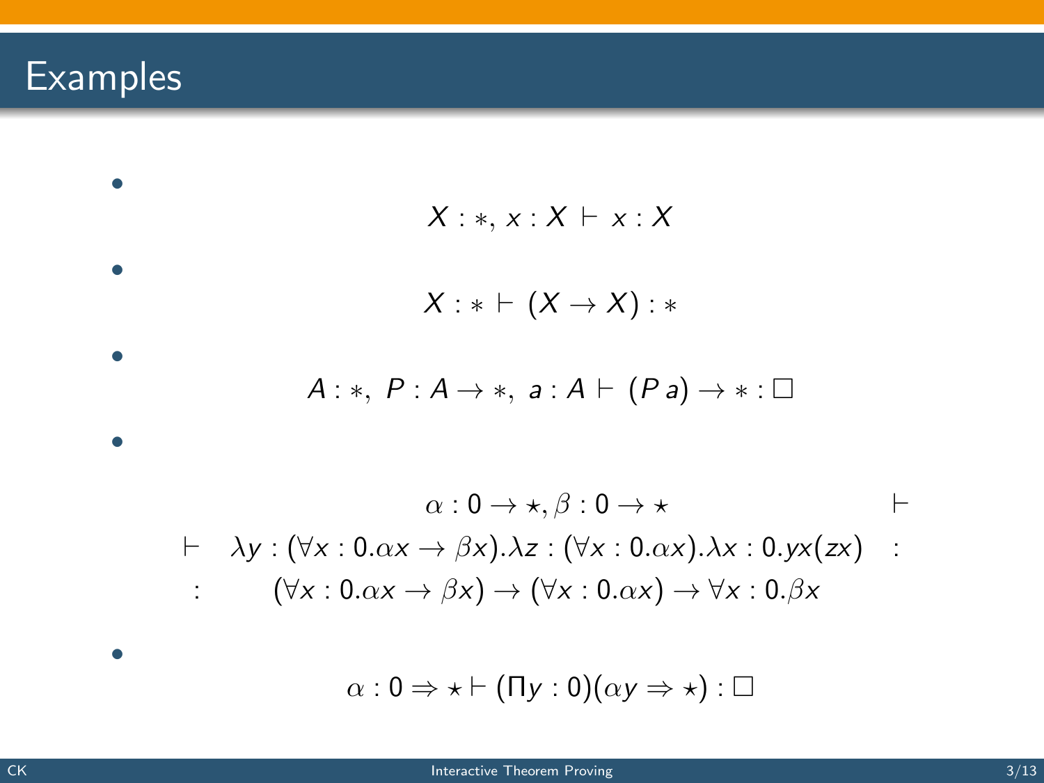# Examples

- $$X : *, x : X \vdash x : X$$

- $$X : * \vdash (X \to X) : *$$

- $$A : *,\ P : A \to *,\ a : A \vdash (P\, a) \to * : \square$$

- $$\begin{array}{rcl} & \alpha : 0 \to \star, \beta : 0 \to \star & \vdash \\ \vdash & \lambda y : (\forall x : 0.\alpha x \to \beta x).\lambda z : (\forall x : 0.\alpha x).\lambda x : 0.yx(zx) & : \\ : & (\forall x : 0.\alpha x \to \beta x) \to (\forall x : 0.\alpha x) \to \forall x : 0.\beta x & \end{array}$$

- $$\alpha : 0 \Rightarrow \star \vdash (\Pi y : 0)(\alpha y \Rightarrow \star) : \square$$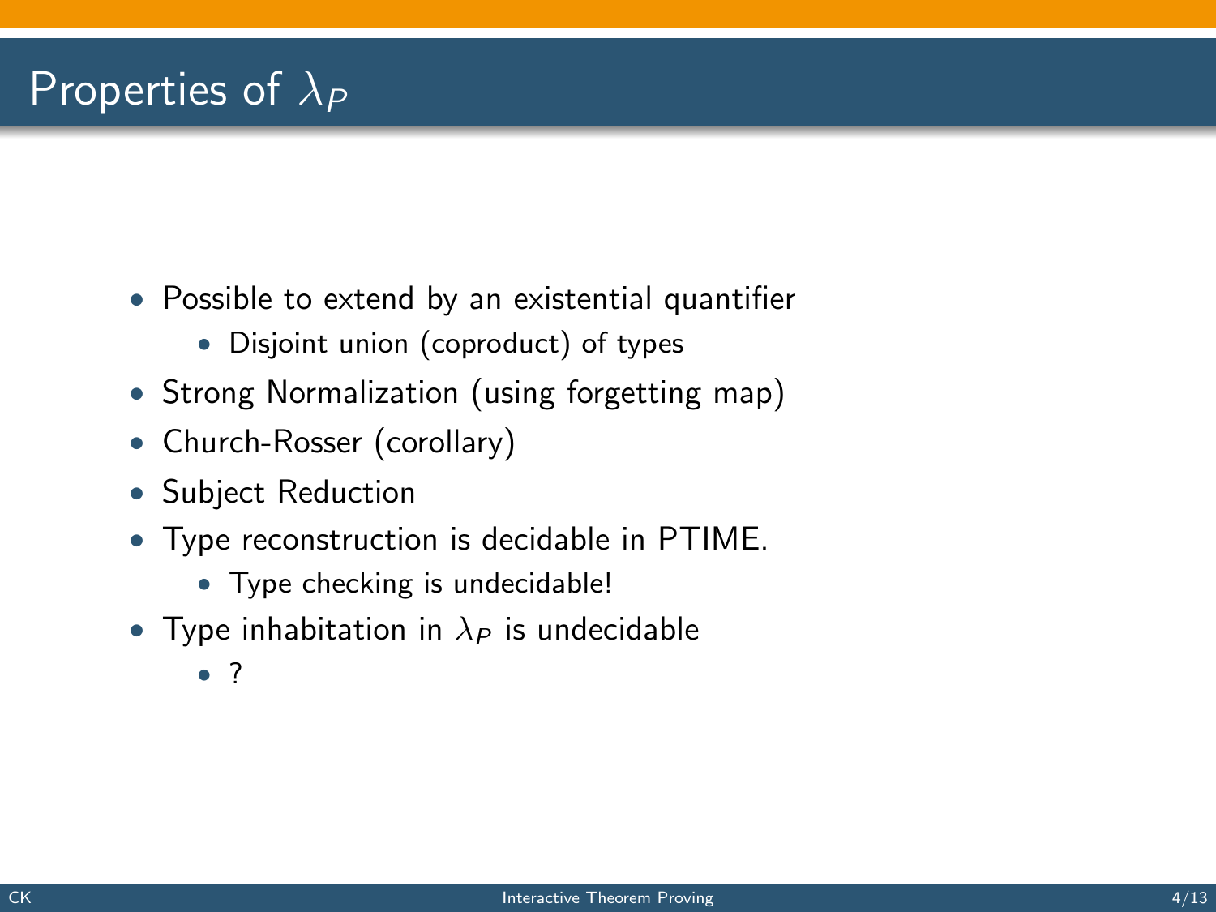# Properties of $\lambda_P$

- Possible to extend by an existential quantifier
  - Disjoint union (coproduct) of types
- Strong Normalization (using forgetting map)
- Church-Rosser (corollary)
- Subject Reduction
- Type reconstruction is decidable in PTIME.
  - Type checking is undecidable!
- Type inhabitation in $\lambda_P$ is undecidable
  - ?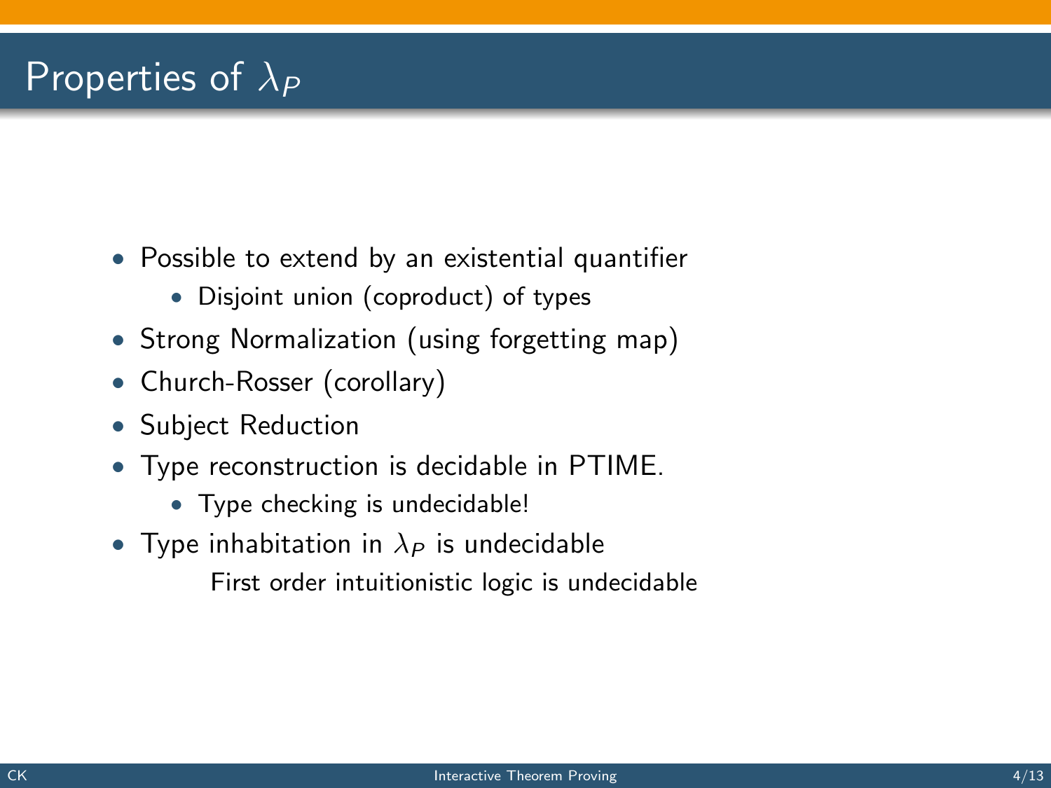# Properties of $\lambda_P$

- Possible to extend by an existential quantifier
  - Disjoint union (coproduct) of types
- Strong Normalization (using forgetting map)
- Church-Rosser (corollary)
- Subject Reduction
- Type reconstruction is decidable in PTIME.
  - Type checking is undecidable!
- Type inhabitation in $\lambda_P$ is undecidable

  First order intuitionistic logic is undecidable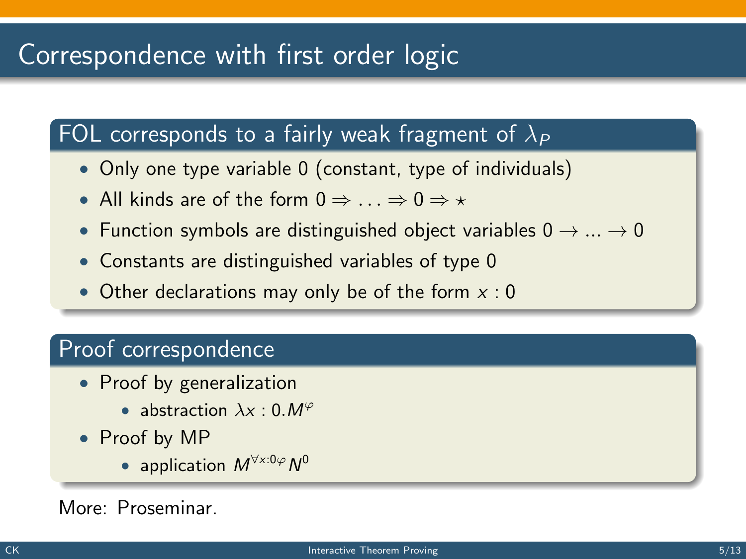# Correspondence with first order logic

## FOL corresponds to a fairly weak fragment of $\lambda_P$

- Only one type variable 0 (constant, type of individuals)
- All kinds are of the form $0 \Rightarrow \ldots \Rightarrow 0 \Rightarrow \star$
- Function symbols are distinguished object variables $0 \rightarrow \ldots \rightarrow 0$
- Constants are distinguished variables of type 0
- Other declarations may only be of the form $x : 0$

## Proof correspondence

- Proof by generalization
  - abstraction $\lambda x : 0.M^{\varphi}$
- Proof by MP
  - application $M^{\forall x:0\varphi} N^{0}$

More: Proseminar.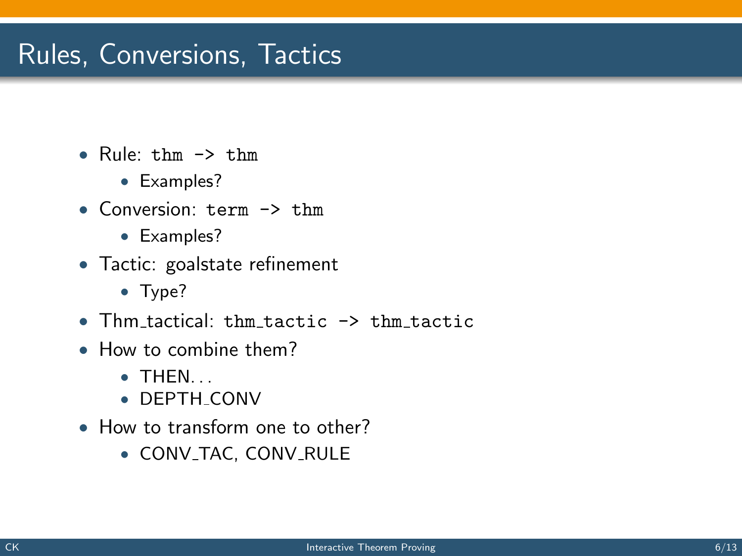# Rules, Conversions, Tactics

- Rule: `thm -> thm`
  - Examples?
- Conversion: `term -> thm`
  - Examples?
- Tactic: goalstate refinement
  - Type?
- Thm_tactical: `thm_tactic -> thm_tactic`
- How to combine them?
  - THEN...
  - DEPTH_CONV
- How to transform one to other?
  - CONV_TAC, CONV_RULE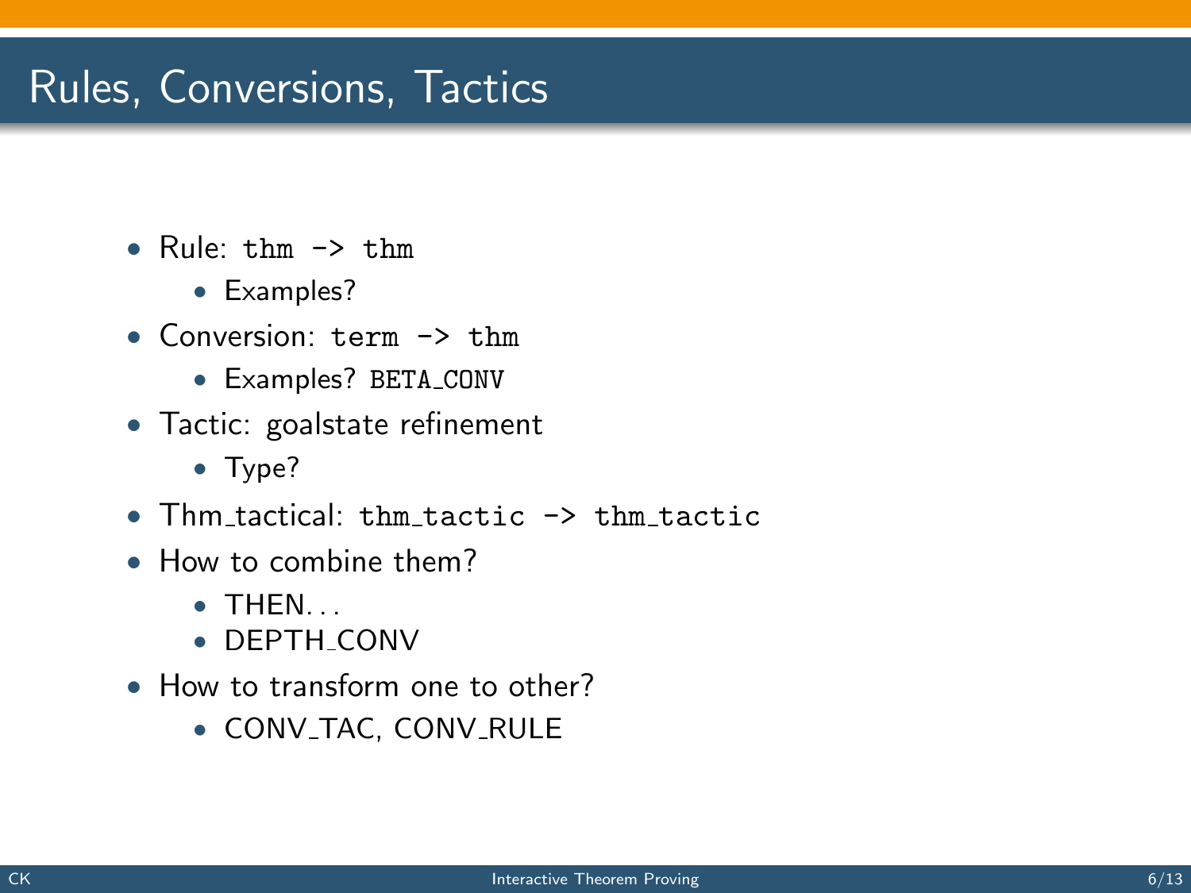# Rules, Conversions, Tactics

- Rule: `thm -> thm`
  - Examples?
- Conversion: `term -> thm`
  - Examples? `BETA_CONV`
- Tactic: goalstate refinement
  - Type?
- Thm_tactical: `thm_tactic -> thm_tactic`
- How to combine them?
  - THEN...
  - DEPTH_CONV
- How to transform one to other?
  - CONV_TAC, CONV_RULE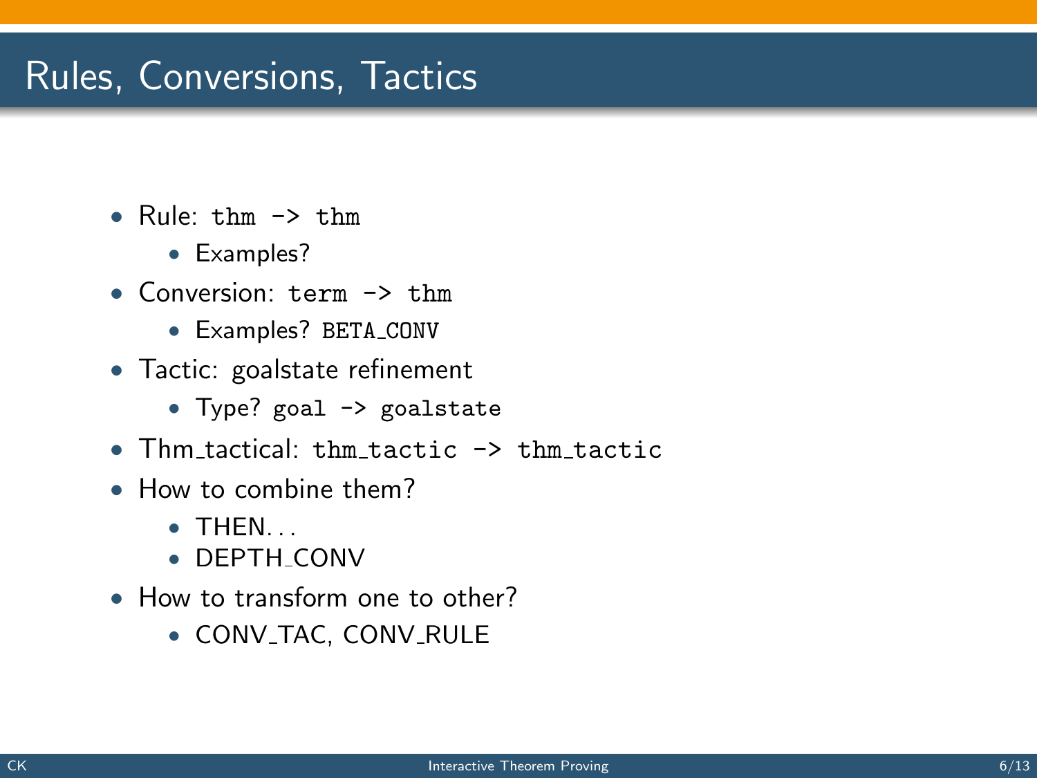# Rules, Conversions, Tactics

- Rule: `thm -> thm`
  - Examples?
- Conversion: `term -> thm`
  - Examples? `BETA_CONV`
- Tactic: goalstate refinement
  - Type? `goal -> goalstate`
- Thm_tactical: `thm_tactic -> thm_tactic`
- How to combine them?
  - THEN...
  - DEPTH_CONV
- How to transform one to other?
  - CONV_TAC, CONV_RULE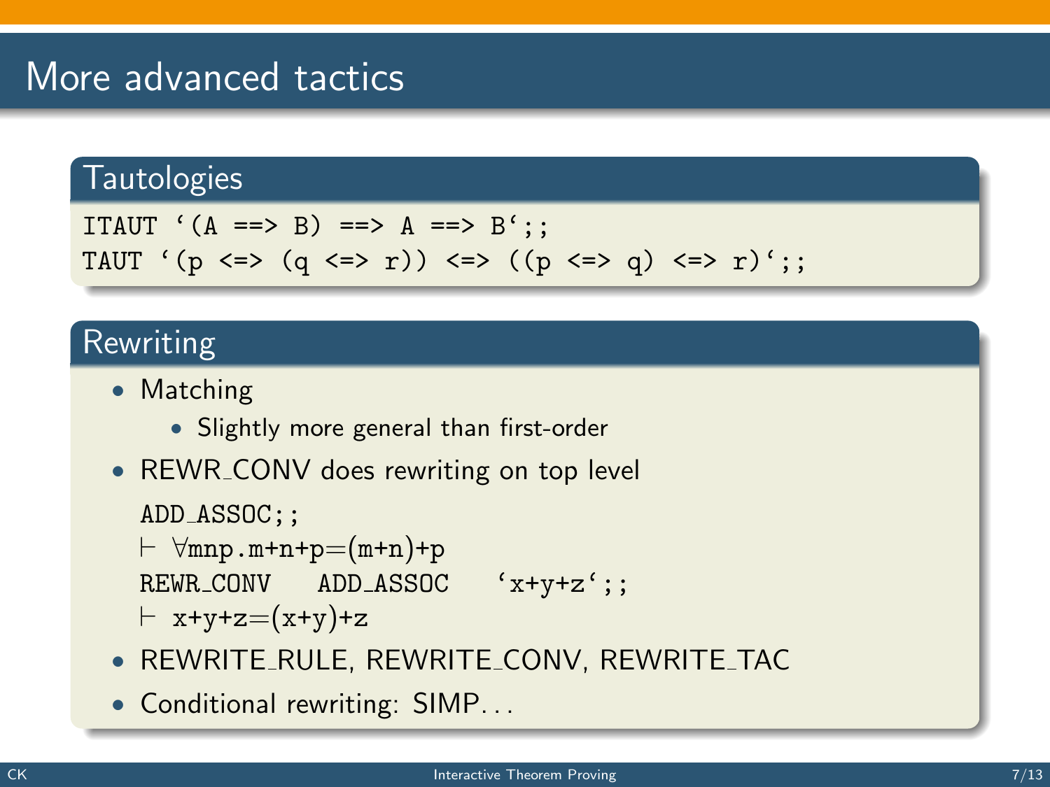# More advanced tactics

## Tautologies

```
ITAUT `(A ==> B) ==> A ==> B`;;
TAUT `(p <=> (q <=> r)) <=> ((p <=> q) <=> r)`;;
```

## Rewriting

- Matching
  - Slightly more general than first-order
- REWR_CONV does rewriting on top level

  ```
  ADD_ASSOC;;
  ⊢ ∀mnp.m+n+p=(m+n)+p
  REWR_CONV    ADD_ASSOC    `x+y+z`;;
  ⊢ x+y+z=(x+y)+z
  ```

- REWRITE_RULE, REWRITE_CONV, REWRITE_TAC
- Conditional rewriting: SIMP...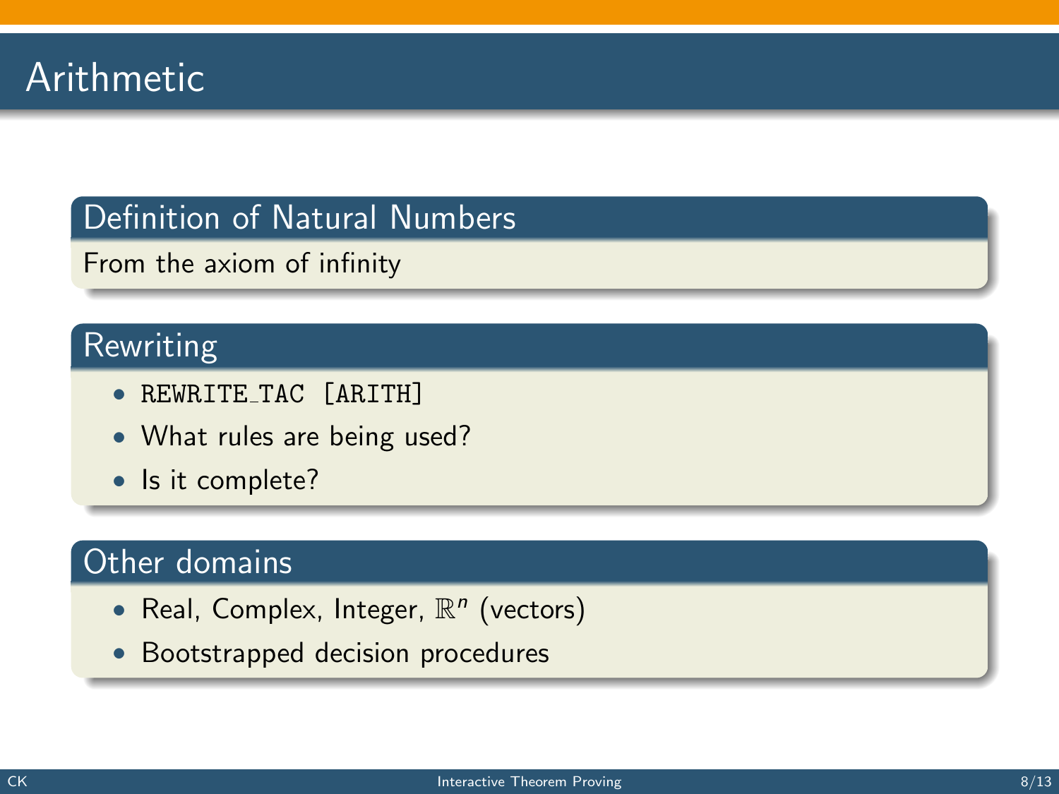# Arithmetic

## Definition of Natural Numbers

From the axiom of infinity

## Rewriting

- `REWRITE_TAC [ARITH]`
- What rules are being used?
- Is it complete?

## Other domains

- Real, Complex, Integer, $\mathbb{R}^n$ (vectors)
- Bootstrapped decision procedures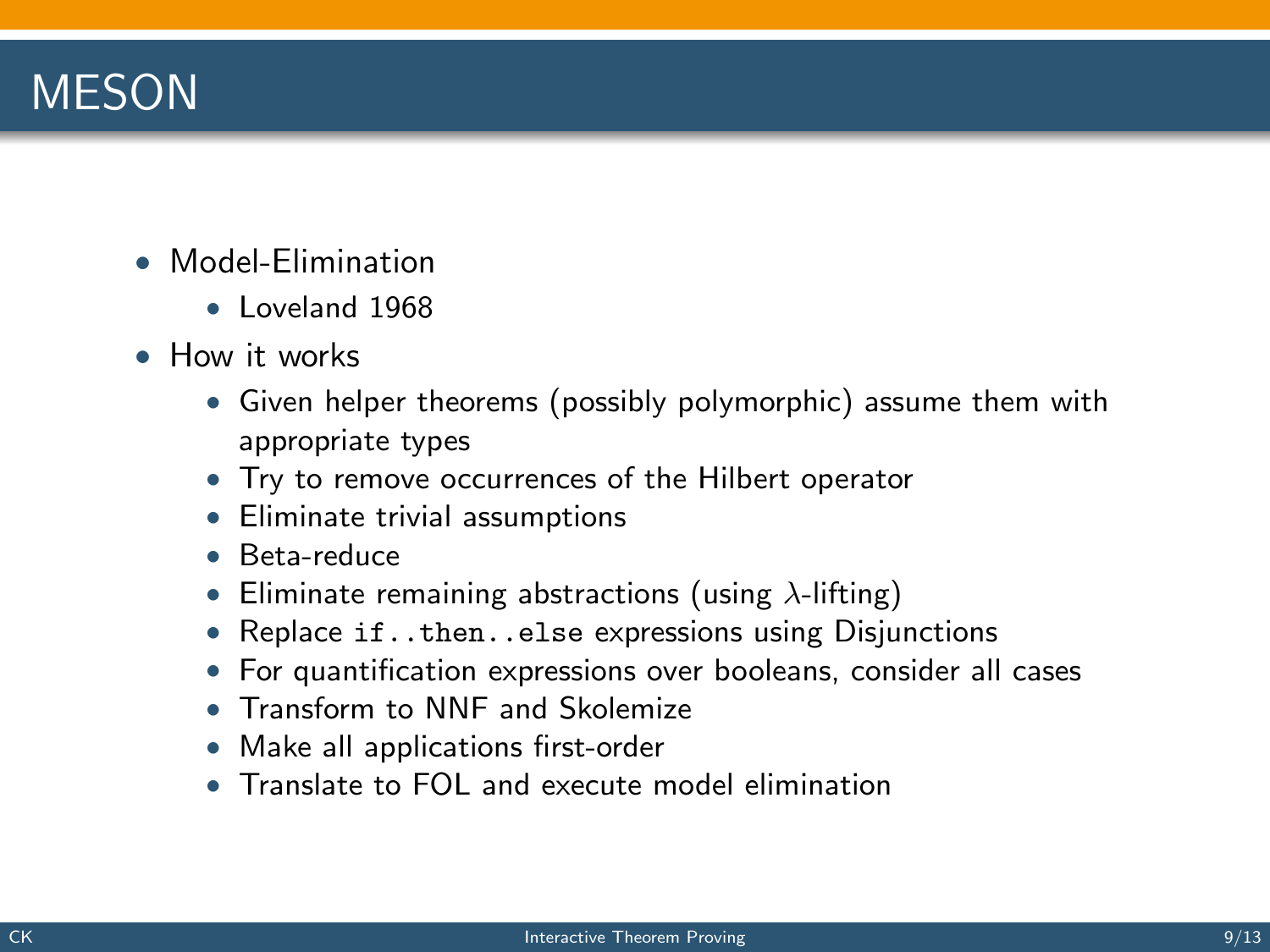# MESON

- Model-Elimination
  - Loveland 1968
- How it works
  - Given helper theorems (possibly polymorphic) assume them with appropriate types
  - Try to remove occurrences of the Hilbert operator
  - Eliminate trivial assumptions
  - Beta-reduce
  - Eliminate remaining abstractions (using $\lambda$-lifting)
  - Replace `if..then..else` expressions using Disjunctions
  - For quantification expressions over booleans, consider all cases
  - Transform to NNF and Skolemize
  - Make all applications first-order
  - Translate to FOL and execute model elimination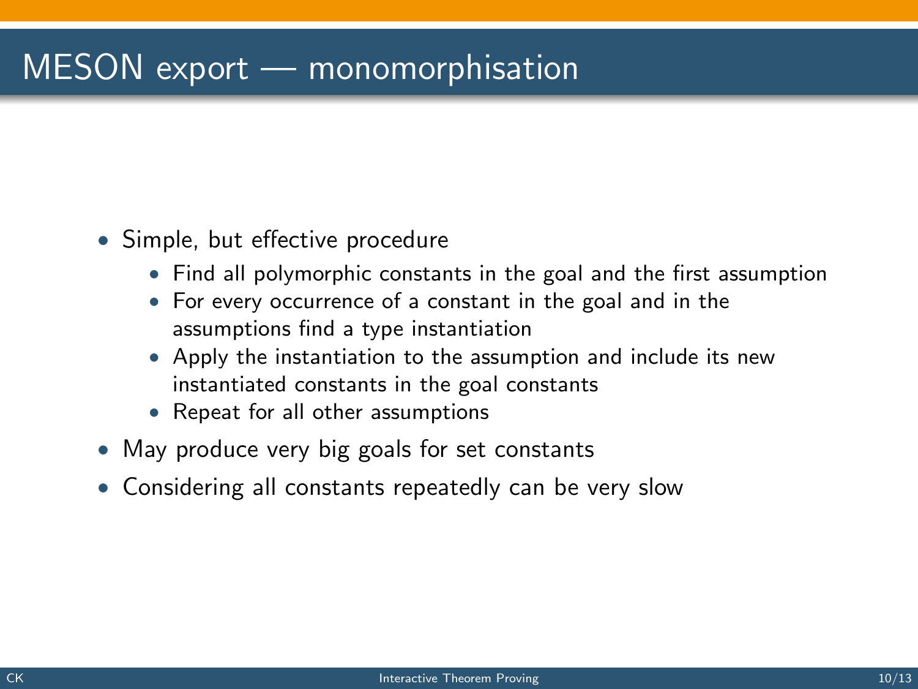# MESON export — monomorphisation

- Simple, but effective procedure
  - Find all polymorphic constants in the goal and the first assumption
  - For every occurrence of a constant in the goal and in the assumptions find a type instantiation
  - Apply the instantiation to the assumption and include its new instantiated constants in the goal constants
  - Repeat for all other assumptions
- May produce very big goals for set constants
- Considering all constants repeatedly can be very slow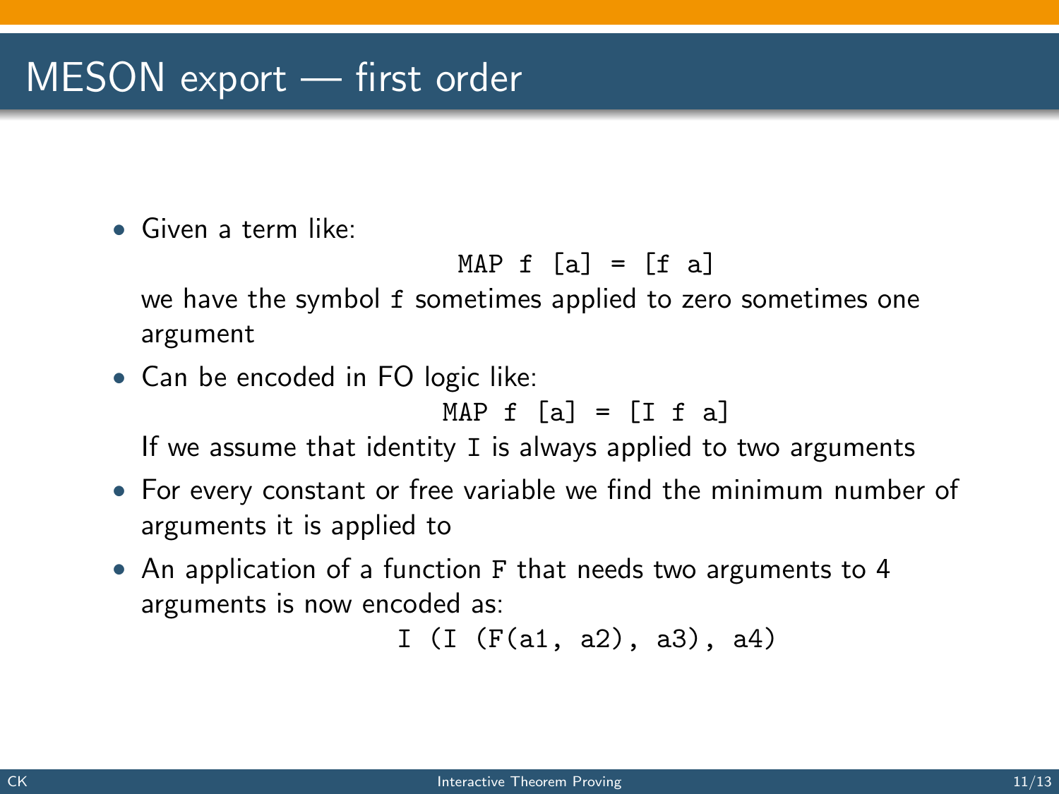# MESON export — first order

- Given a term like:

  ```
  MAP f [a] = [f a]
  ```

  we have the symbol `f` sometimes applied to zero sometimes one argument

- Can be encoded in FO logic like:

  ```
  MAP f [a] = [I f a]
  ```

  If we assume that identity `I` is always applied to two arguments

- For every constant or free variable we find the minimum number of arguments it is applied to

- An application of a function `F` that needs two arguments to 4 arguments is now encoded as:

  ```
  I (I (F(a1, a2), a3), a4)
  ```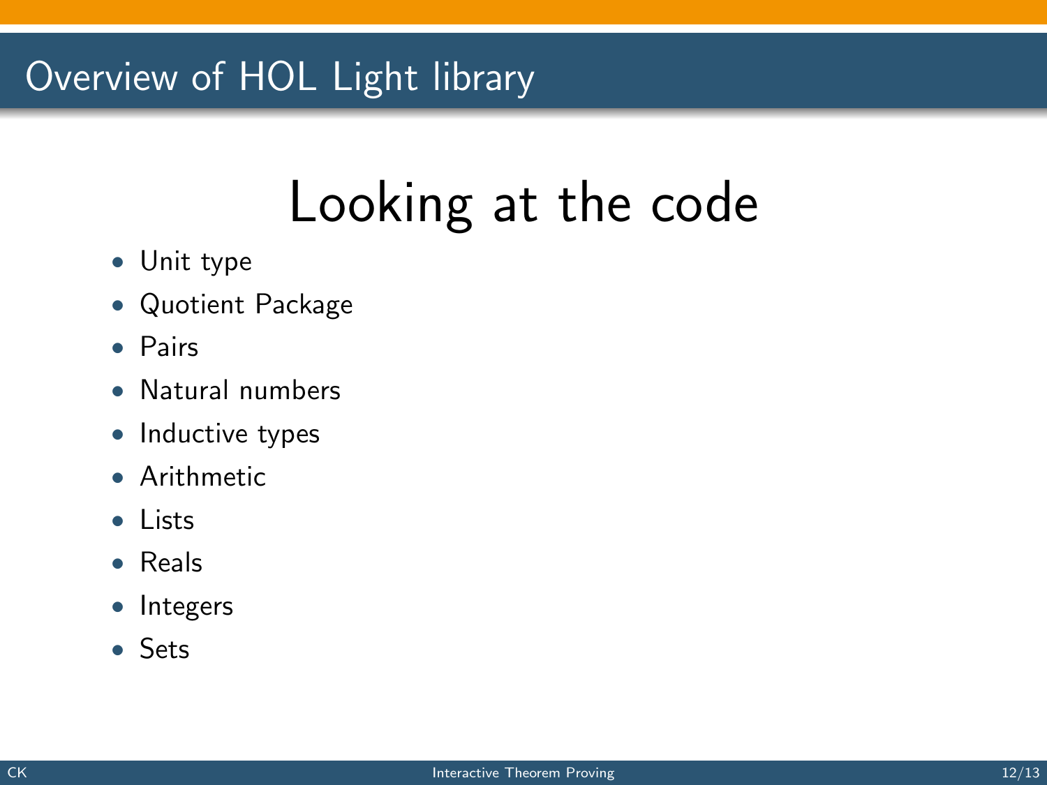## Overview of HOL Light library

# Looking at the code

- Unit type
- Quotient Package
- Pairs
- Natural numbers
- Inductive types
- Arithmetic
- Lists
- Reals
- Integers
- Sets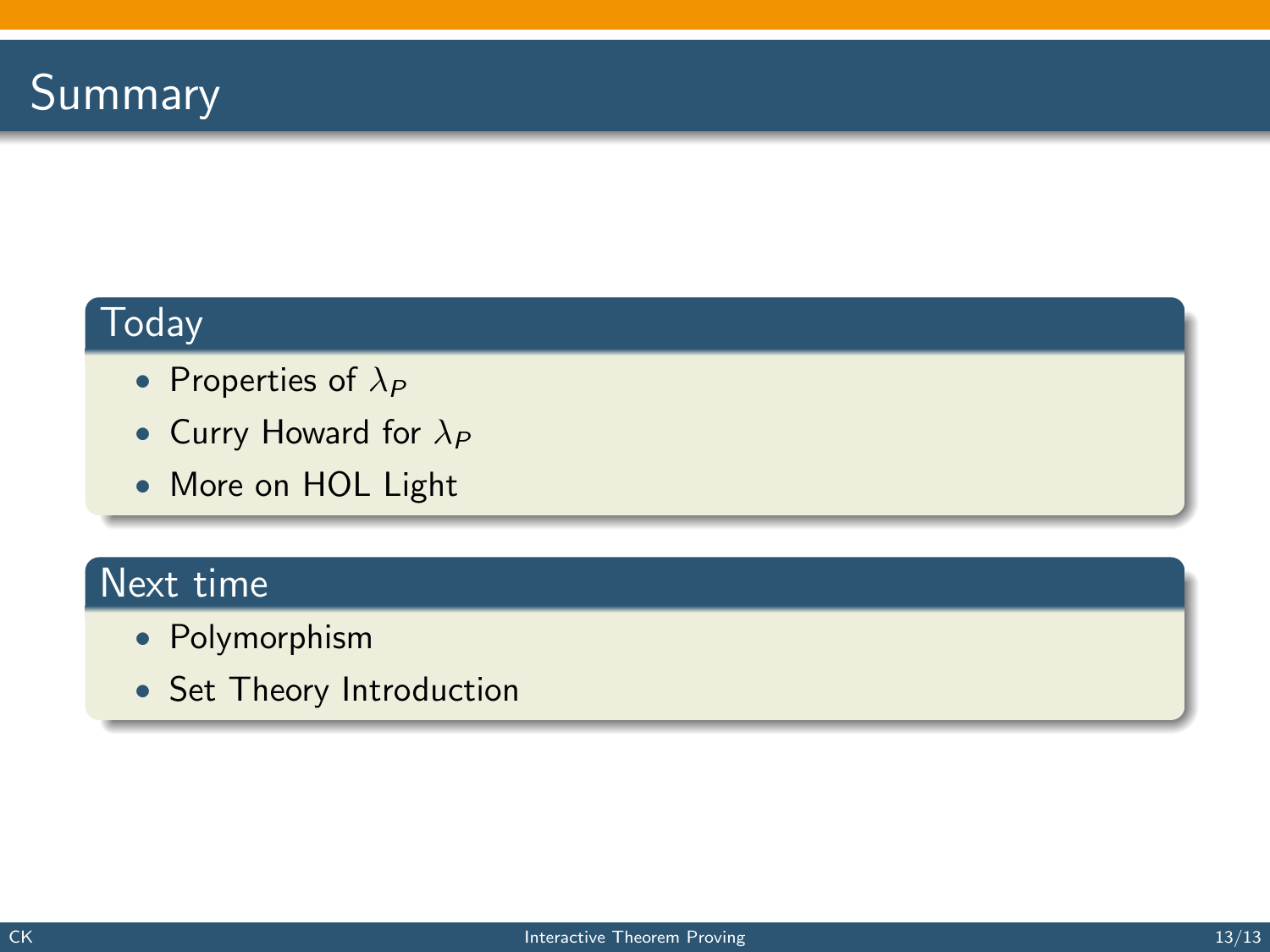# Summary

## Today

- Properties of $\lambda_P$
- Curry Howard for $\lambda_P$
- More on HOL Light

## Next time

- Polymorphism
- Set Theory Introduction